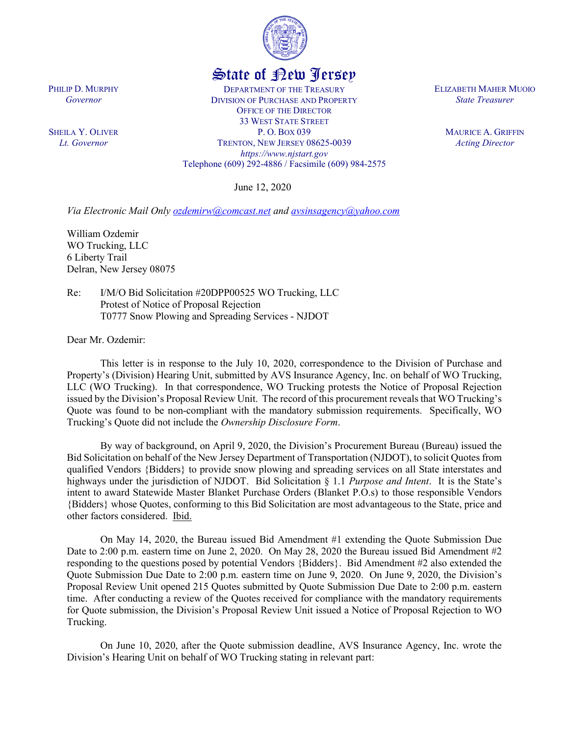State of New Jersey

PHILIP D. MURPHY
*Governor*

SHEILA Y. OLIVER
*Lt. Governor*

DEPARTMENT OF THE TREASURY
DIVISION OF PURCHASE AND PROPERTY
OFFICE OF THE DIRECTOR
33 WEST STATE STREET
P. O. BOX 039
TRENTON, NEW JERSEY 08625-0039
*https://www.njstart.gov*
Telephone (609) 292-4886 / Facsimile (609) 984-2575

ELIZABETH MAHER MUOIO
*State Treasurer*

MAURICE A. GRIFFIN
*Acting Director*

June 12, 2020

*Via Electronic Mail Only ozdemirw@comcast.net and avsinsagency@yahoo.com*

William Ozdemir
WO Trucking, LLC
6 Liberty Trail
Delran, New Jersey 08075

Re: I/M/O Bid Solicitation #20DPP00525 WO Trucking, LLC
Protest of Notice of Proposal Rejection
T0777 Snow Plowing and Spreading Services - NJDOT

Dear Mr. Ozdemir:

This letter is in response to the July 10, 2020, correspondence to the Division of Purchase and Property's (Division) Hearing Unit, submitted by AVS Insurance Agency, Inc. on behalf of WO Trucking, LLC (WO Trucking). In that correspondence, WO Trucking protests the Notice of Proposal Rejection issued by the Division's Proposal Review Unit. The record of this procurement reveals that WO Trucking's Quote was found to be non-compliant with the mandatory submission requirements. Specifically, WO Trucking's Quote did not include the *Ownership Disclosure Form*.

By way of background, on April 9, 2020, the Division's Procurement Bureau (Bureau) issued the Bid Solicitation on behalf of the New Jersey Department of Transportation (NJDOT), to solicit Quotes from qualified Vendors {Bidders} to provide snow plowing and spreading services on all State interstates and highways under the jurisdiction of NJDOT. Bid Solicitation § 1.1 *Purpose and Intent*. It is the State's intent to award Statewide Master Blanket Purchase Orders (Blanket P.O.s) to those responsible Vendors {Bidders} whose Quotes, conforming to this Bid Solicitation are most advantageous to the State, price and other factors considered. Ibid.

On May 14, 2020, the Bureau issued Bid Amendment #1 extending the Quote Submission Due Date to 2:00 p.m. eastern time on June 2, 2020. On May 28, 2020 the Bureau issued Bid Amendment #2 responding to the questions posed by potential Vendors {Bidders}. Bid Amendment #2 also extended the Quote Submission Due Date to 2:00 p.m. eastern time on June 9, 2020. On June 9, 2020, the Division's Proposal Review Unit opened 215 Quotes submitted by Quote Submission Due Date to 2:00 p.m. eastern time. After conducting a review of the Quotes received for compliance with the mandatory requirements for Quote submission, the Division's Proposal Review Unit issued a Notice of Proposal Rejection to WO Trucking.

On Jun 10, 2020, after the Quote submission deadline, AVS Insurance Agency, Inc. wrote the Division's Hearing Unit on behalf of WO Trucking stating in relevant part: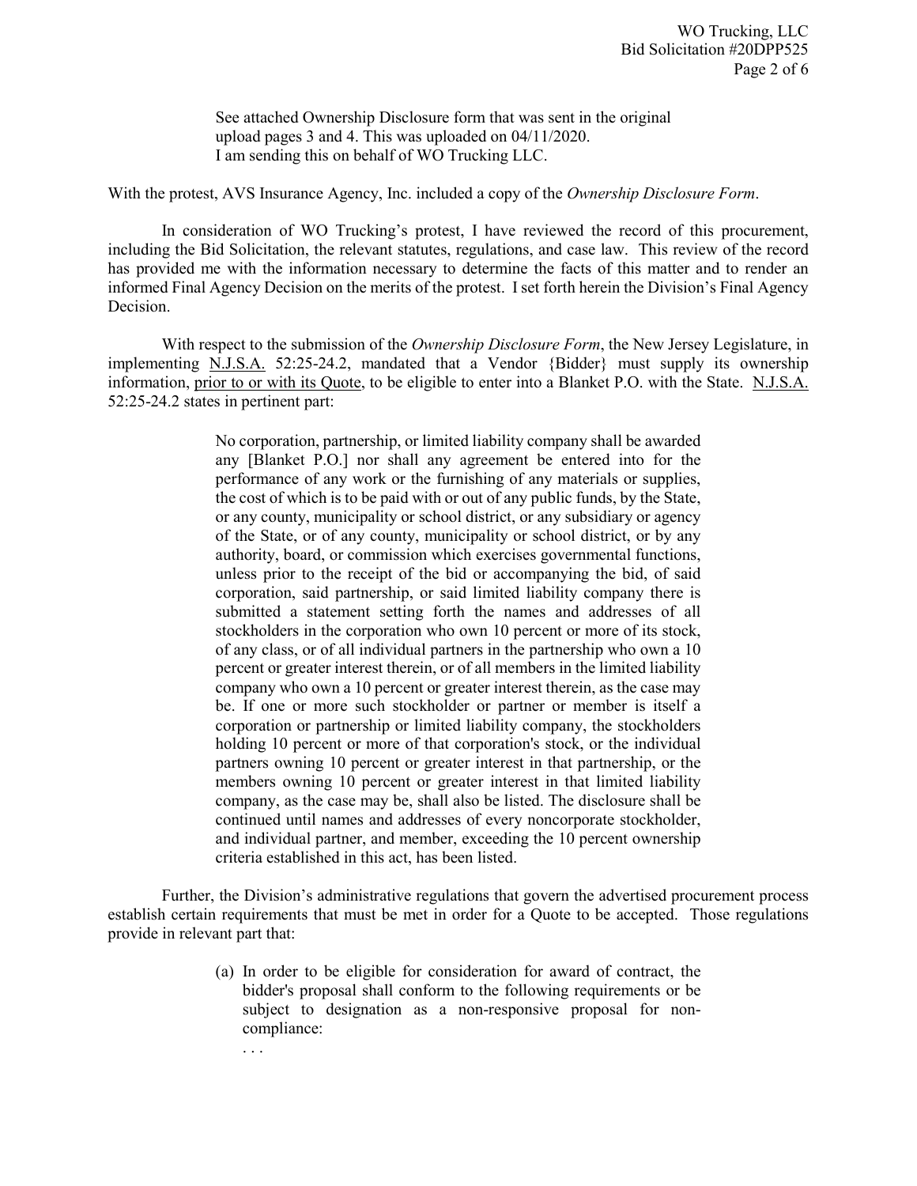> See attached Ownership Disclosure form that was sent in the original upload pages 3 and 4. This was uploaded on 04/11/2020.
> I am sending this on behalf of WO Trucking LLC.

With the protest, AVS Insurance Agency, Inc. included a copy of the *Ownership Disclosure Form*.

In consideration of WO Trucking's protest, I have reviewed the record of this procurement, including the Bid Solicitation, the relevant statutes, regulations, and case law. This review of the record has provided me with the information necessary to determine the facts of this matter and to render an informed Final Agency Decision on the merits of the protest. I set forth herein the Division's Final Agency Decision.

With respect to the submission of the *Ownership Disclosure Form*, the New Jersey Legislature, in implementing N.J.S.A. 52:25-24.2, mandated that a Vendor {Bidder} must supply its ownership information, prior to or with its Quote, to be eligible to enter into a Blanket P.O. with the State. N.J.S.A. 52:25-24.2 states in pertinent part:

> No corporation, partnership, or limited liability company shall be awarded any [Blanket P.O.] nor shall any agreement be entered into for the performance of any work or the furnishing of any materials or supplies, the cost of which is to be paid with or out of any public funds, by the State, or any county, municipality or school district, or any subsidiary or agency of the State, or of any county, municipality or school district, or by any authority, board, or commission which exercises governmental functions, unless prior to the receipt of the bid or accompanying the bid, of said corporation, said partnership, or said limited liability company there is submitted a statement setting forth the names and addresses of all stockholders in the corporation who own 10 percent or more of its stock, of any class, or of all individual partners in the partnership who own a 10 percent or greater interest therein, or of all members in the limited liability company who own a 10 percent or greater interest therein, as the case may be. If one or more such stockholder or partner or member is itself a corporation or partnership or limited liability company, the stockholders holding 10 percent or more of that corporation's stock, or the individual partners owning 10 percent or greater interest in that partnership, or the members owning 10 percent or greater interest in that limited liability company, as the case may be, shall also be listed. The disclosure shall be continued until names and addresses of every noncorporate stockholder, and individual partner, and member, exceeding the 10 percent ownership criteria established in this act, has been listed.

Further, the Division's administrative regulations that govern the advertised procurement process establish certain requirements that must be met in order for a Quote to be accepted. Those regulations provide in relevant part that:

> (a) In order to be eligible for consideration for award of contract, the bidder's proposal shall conform to the following requirements or be subject to designation as a non-responsive proposal for non-compliance:
>
> . . .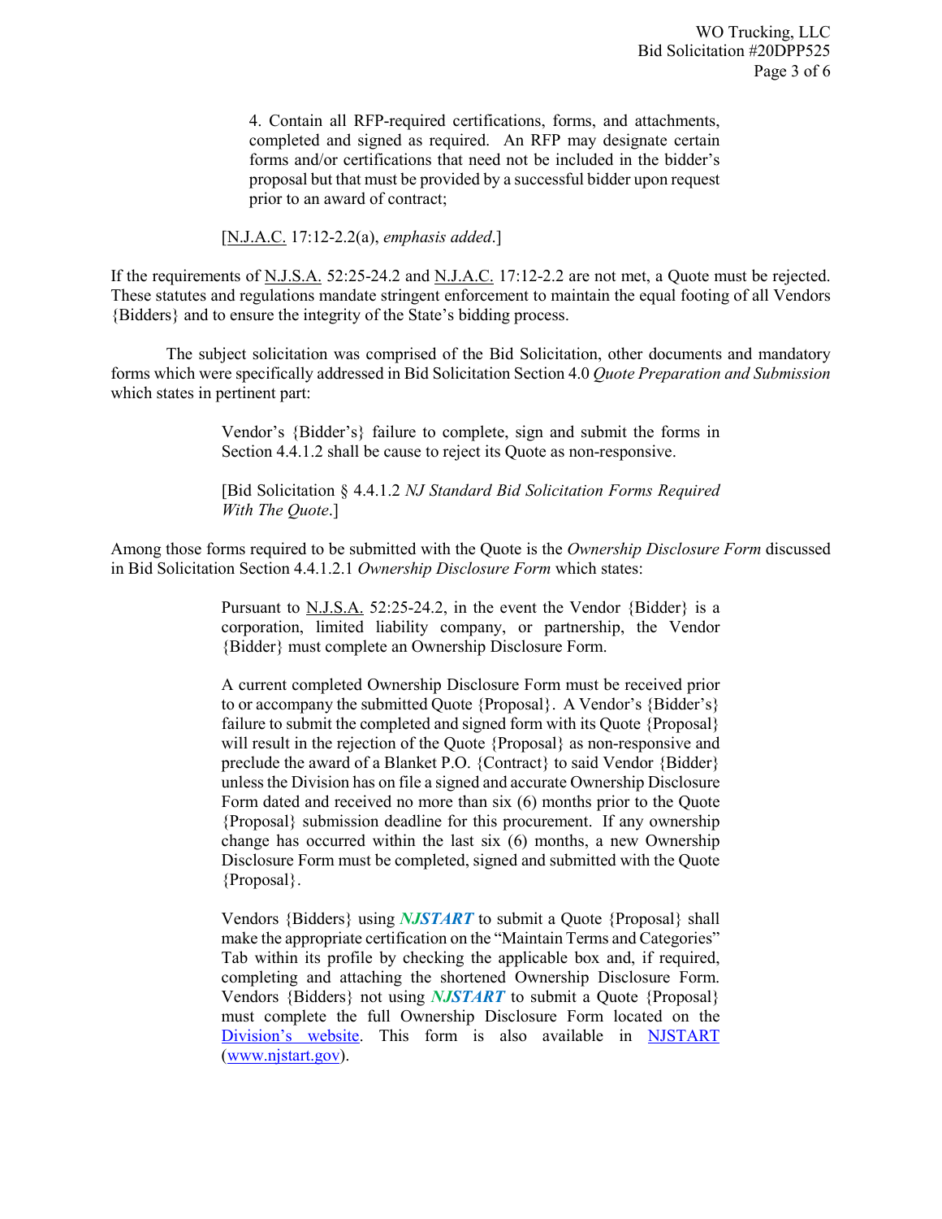> 4. Contain all RFP-required certifications, forms, and attachments, completed and signed as required. An RFP may designate certain forms and/or certifications that need not be included in the bidder's proposal but that must be provided by a successful bidder upon request prior to an award of contract;

[N.J.A.C. 17:12-2.2(a), *emphasis added*.]

If the requirements of N.J.S.A. 52:25-24.2 and N.J.A.C. 17:12-2.2 are not met, a Quote must be rejected. These statutes and regulations mandate stringent enforcement to maintain the equal footing of all Vendors {Bidders} and to ensure the integrity of the State's bidding process.

The subject solicitation was comprised of the Bid Solicitation, other documents and mandatory forms which were specifically addressed in Bid Solicitation Section 4.0 *Quote Preparation and Submission* which states in pertinent part:

> Vendor's {Bidder's} failure to complete, sign and submit the forms in Section 4.4.1.2 shall be cause to reject its Quote as non-responsive.
>
> [Bid Solicitation § 4.4.1.2 *NJ Standard Bid Solicitation Forms Required With The Quote*.]

Among those forms required to be submitted with the Quote is the *Ownership Disclosure Form* discussed in Bid Solicitation Section 4.4.1.2.1 *Ownership Disclosure Form* which states:

> Pursuant to N.J.S.A. 52:25-24.2, in the event the Vendor {Bidder} is a corporation, limited liability company, or partnership, the Vendor {Bidder} must complete an Ownership Disclosure Form.
>
> A current completed Ownership Disclosure Form must be received prior to or accompany the submitted Quote {Proposal}. A Vendor's {Bidder's} failure to submit the completed and signed form with its Quote {Proposal} will result in the rejection of the Quote {Proposal} as non-responsive and preclude the award of a Blanket P.O. {Contract} to said Vendor {Bidder} unless the Division has on file a signed and accurate Ownership Disclosure Form dated and received no more than six (6) months prior to the Quote {Proposal} submission deadline for this procurement. If any ownership change has occurred within the last six (6) months, a new Ownership Disclosure Form must be completed, signed and submitted with the Quote {Proposal}.
>
> Vendors {Bidders} using ***NJSTART*** to submit a Quote {Proposal} shall make the appropriate certification on the "Maintain Terms and Categories" Tab within its profile by checking the applicable box and, if required, completing and attaching the shortened Ownership Disclosure Form. Vendors {Bidders} not using ***NJSTART*** to submit a Quote {Proposal} must complete the full Ownership Disclosure Form located on the Division's website. This form is also available in NJSTART (www.njstart.gov).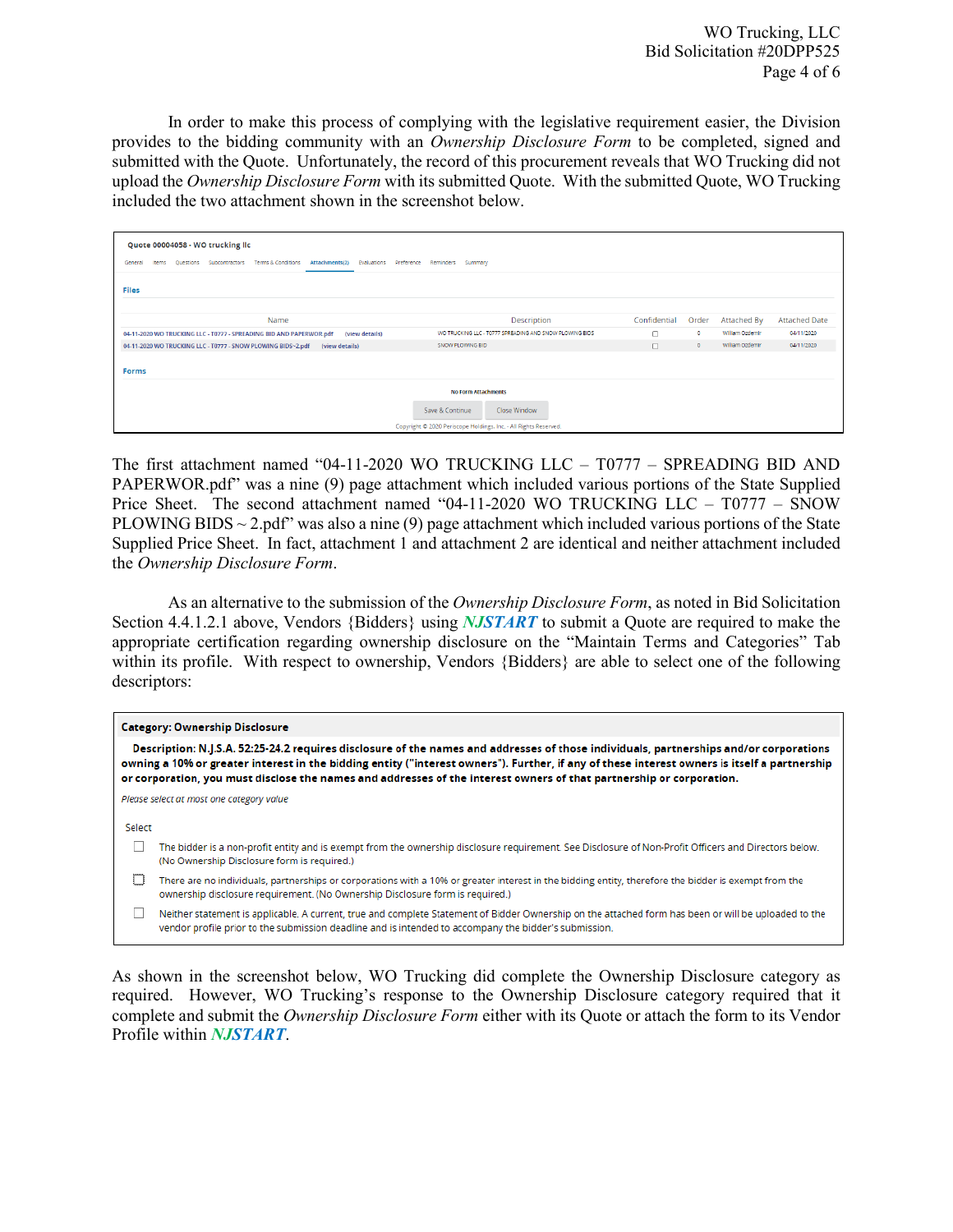In order to make this process of complying with the legislative requirement easier, the Division provides to the bidding community with an *Ownership Disclosure Form* to be completed, signed and submitted with the Quote. Unfortunately, the record of this procurement reveals that WO Trucking did not upload the *Ownership Disclosure Form* with its submitted Quote. With the submitted Quote, WO Trucking included the two attachment shown in the screenshot below.

**Quote 00004058 - WO trucking llc**

General Items Questions Subcontractors Terms & Conditions Attachments(2) Evaluations Preference Reminders Summary

**Files**

| Name | Description | Confidential | Order | Attached By | Attached Date |
|---|---|---|---|---|---|
| 04-11-2020 WO TRUCKING LLC - T0777 - SPREADING BID AND PAPERWOR.pdf (view details) | WO TRUCKING LLC - T0777 SPREADING AND SNOW PLOWING BIDS | ☐ | 0 | William Ozdemir | 04/11/2020 |
| 04-11-2020 WO TRUCKING LLC - T0777 - SNOW PLOWING BIDS~2.pdf (view details) | SNOW PLOWING BID | ☐ | 0 | William Ozdemir | 04/11/2020 |

**Forms**

No Form Attachments

Save & Continue Close Window

Copyright © 2020 Periscope Holdings, Inc. - All Rights Reserved.

The first attachment named "04-11-2020 WO TRUCKING LLC – T0777 – SPREADING BID AND PAPERWOR.pdf" was a nine (9) page attachment which included various portions of the State Supplied Price Sheet. The second attachment named "04-11-2020 WO TRUCKING LLC – T0777 – SNOW PLOWING BIDS ~ 2.pdf" was also a nine (9) page attachment which included various portions of the State Supplied Price Sheet. In fact, attachment 1 and attachment 2 are identical and neither attachment included the *Ownership Disclosure Form*.

As an alternative to the submission of the *Ownership Disclosure Form*, as noted in Bid Solicitation Section 4.4.1.2.1 above, Vendors {Bidders} using ***NJSTART*** to submit a Quote are required to make the appropriate certification regarding ownership disclosure on the "Maintain Terms and Categories" Tab within its profile. With respect to ownership, Vendors {Bidders} are able to select one of the following descriptors:

**Category: Ownership Disclosure**

**Description: N.J.S.A. 52:25-24.2 requires disclosure of the names and addresses of those individuals, partnerships and/or corporations owning a 10% or greater interest in the bidding entity ("interest owners"). Further, if any of these interest owners is itself a partnership or corporation, you must disclose the names and addresses of the interest owners of that partnership or corporation.**

*Please select at most one category value*

Select

- ☐ The bidder is a non-profit entity and is exempt from the ownership disclosure requirement. See Disclosure of Non-Profit Officers and Directors below. (No Ownership Disclosure form is required.)
- ☐ There are no individuals, partnerships or corporations with a 10% or greater interest in the bidding entity, therefore the bidder is exempt from the ownership disclosure requirement. (No Ownership Disclosure form is required.)
- ☐ Neither statement is applicable. A current, true and complete Statement of Bidder Ownership on the attached form has been or will be uploaded to the vendor profile prior to the submission deadline and is intended to accompany the bidder's submission.

As shown in the screenshot below, WO Trucking did complete the Ownership Disclosure category as required. However, WO Trucking's response to the Ownership Disclosure category required that it complete and submit the *Ownership Disclosure Form* either with its Quote or attach the form to its Vendor Profile within ***NJSTART***.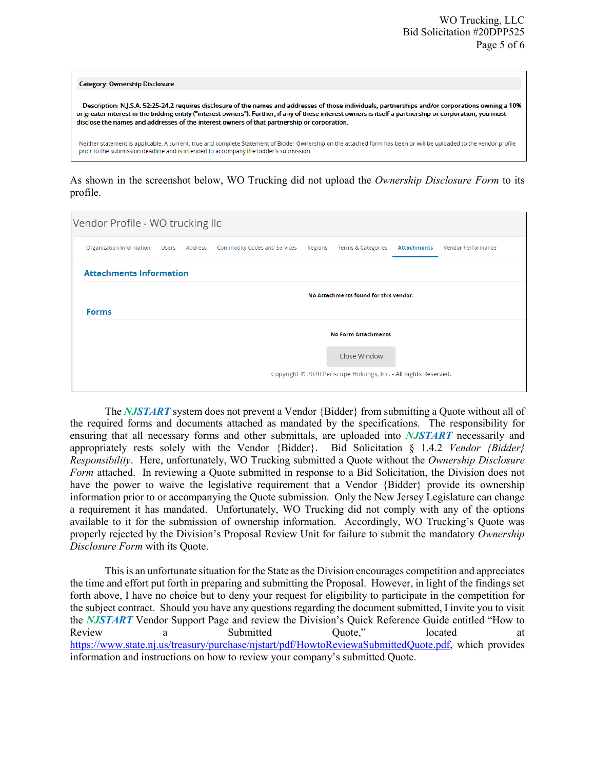**Category: Ownership Disclosure**

**Description: N.J.S.A. 52:25-24.2 requires disclosure of the names and addresses of those individuals, partnerships and/or corporations owning a 10% or greater interest in the bidding entity ("interest owners"). Further, if any of these interest owners is itself a partnership or corporation, you must disclose the names and addresses of the interest owners of that partnership or corporation.**

Neither statement is applicable. A current, true and complete Statement of Bidder Ownership on the attached form has been or will be uploaded to the vendor profile prior to the submission deadline and is intended to accompany the bidder's submission.

As shown in the screenshot below, WO Trucking did not upload the *Ownership Disclosure Form* to its profile.

Vendor Profile - WO trucking llc

Organization Information | Users | Address | Commodity Codes and Services | Regions | Terms & Categories | **Attachments** | Vendor Performance

**Attachments Information**

**No Attachments found for this vendor.**

**Forms**

**No Form Attachments**

Close Window

Copyright © 2020 Periscope Holdings, Inc. - All Rights Reserved.

The ***NJSTART*** system does not prevent a Vendor {Bidder} from submitting a Quote without all of the required forms and documents attached as mandated by the specifications. The responsibility for ensuring that all necessary forms and other submittals, are uploaded into ***NJSTART*** necessarily and appropriately rests solely with the Vendor {Bidder}. Bid Solicitation § 1.4.2 *Vendor {Bidder} Responsibility*. Here, unfortunately, WO Trucking submitted a Quote without the *Ownership Disclosure Form* attached. In reviewing a Quote submitted in response to a Bid Solicitation, the Division does not have the power to waive the legislative requirement that a Vendor {Bidder} provide its ownership information prior to or accompanying the Quote submission. Only the New Jersey Legislature can change a requirement it has mandated. Unfortunately, WO Trucking did not comply with any of the options available to it for the submission of ownership information. Accordingly, WO Trucking's Quote was properly rejected by the Division's Proposal Review Unit for failure to submit the mandatory *Ownership Disclosure Form* with its Quote.

This is an unfortunate situation for the State as the Division encourages competition and appreciates the time and effort put forth in preparing and submitting the Proposal. However, in light of the findings set forth above, I have no choice but to deny your request for eligibility to participate in the competition for the subject contract. Should you have any questions regarding the document submitted, I invite you to visit the ***NJSTART*** Vendor Support Page and review the Division's Quick Reference Guide entitled "How to Review a Submitted Quote," located at https://www.state.nj.us/treasury/purchase/njstart/pdf/HowtoReviewaSubmittedQuote.pdf, which provides information and instructions on how to review your company's submitted Quote.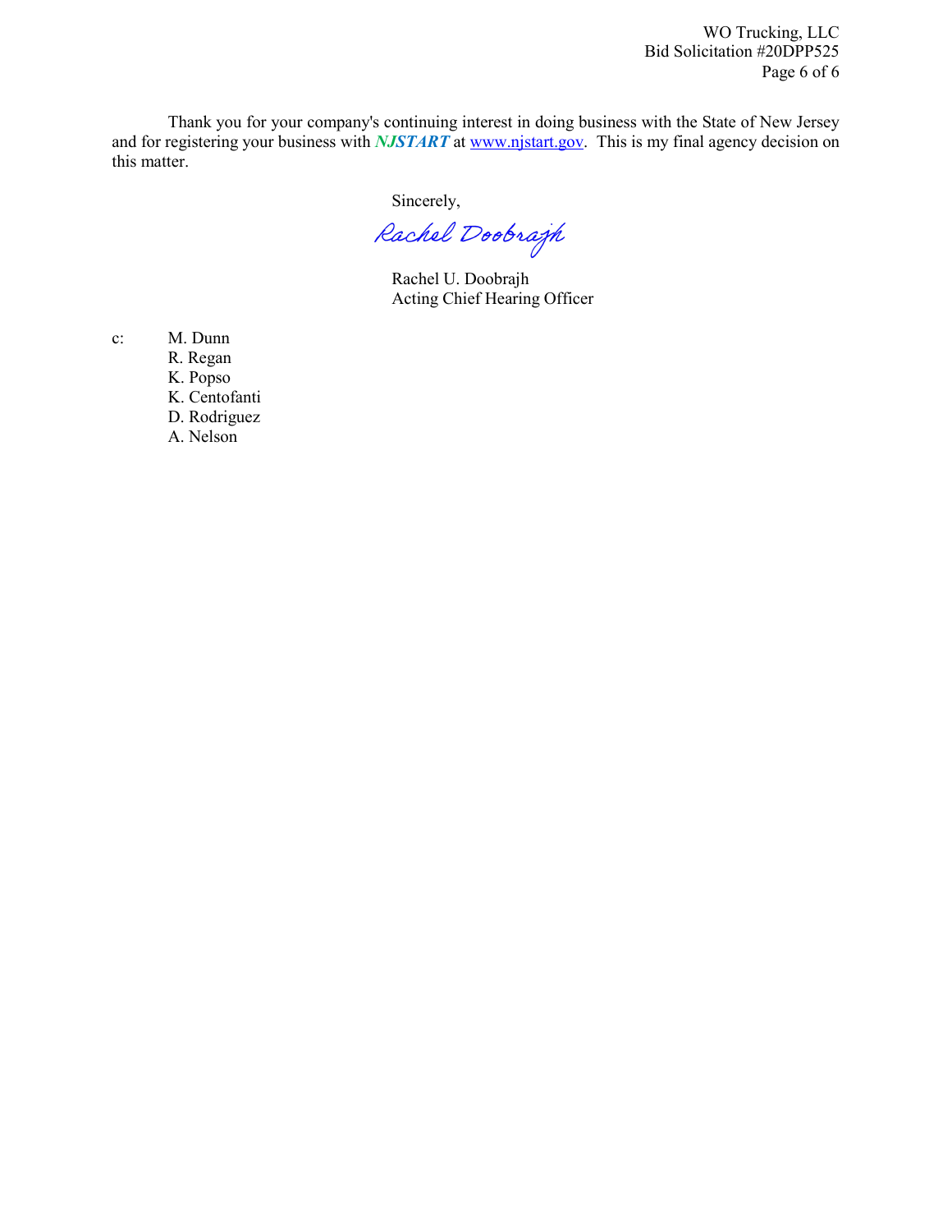Thank you for your company's continuing interest in doing business with the State of New Jersey and for registering your business with ***NJSTART*** at www.njstart.gov. This is my final agency decision on this matter.

Sincerely,

Rachel Doobrajh

Rachel U. Doobrajh
Acting Chief Hearing Officer

c: M. Dunn
R. Regan
K. Popso
K. Centofanti
D. Rodriguez
A. Nelson